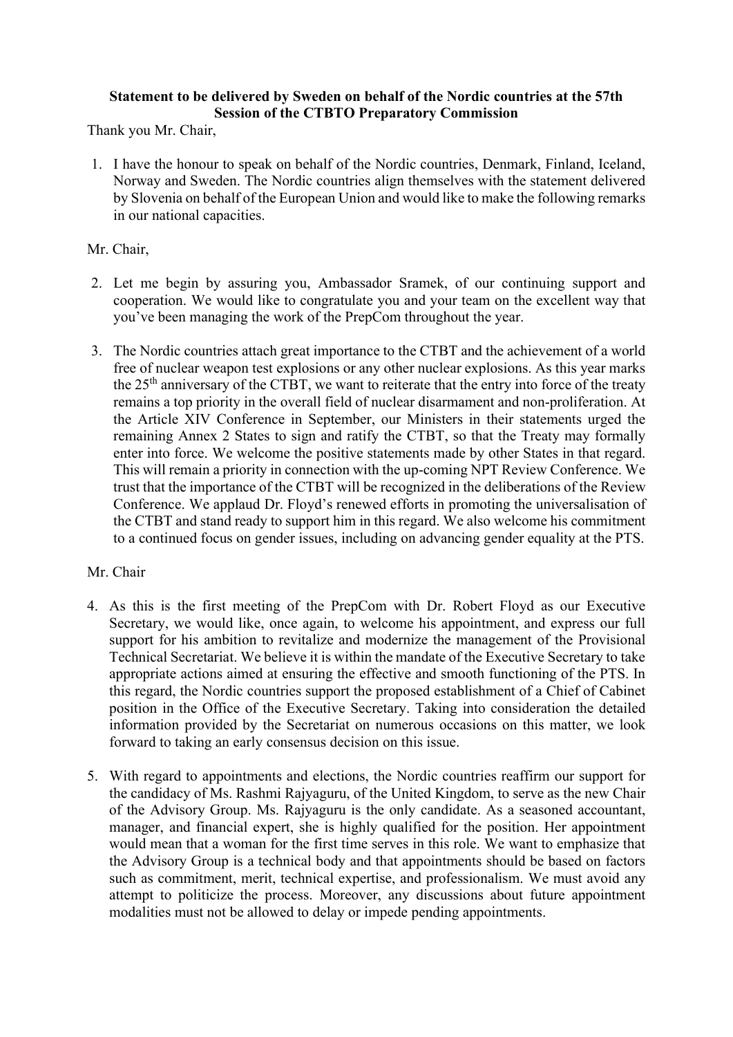**Statement to be delivered by Sweden on behalf of the Nordic countries at the 57th Session of the CTBTO Preparatory Commission**

Thank you Mr. Chair,

1. I have the honour to speak on behalf of the Nordic countries, Denmark, Finland, Iceland, Norway and Sweden. The Nordic countries align themselves with the statement delivered by Slovenia on behalf of the European Union and would like to make the following remarks in our national capacities.

Mr. Chair,

2. Let me begin by assuring you, Ambassador Sramek, of our continuing support and cooperation. We would like to congratulate you and your team on the excellent way that you've been managing the work of the PrepCom throughout the year.

3. The Nordic countries attach great importance to the CTBT and the achievement of a world free of nuclear weapon test explosions or any other nuclear explosions. As this year marks the 25th anniversary of the CTBT, we want to reiterate that the entry into force of the treaty remains a top priority in the overall field of nuclear disarmament and non-proliferation. At the Article XIV Conference in September, our Ministers in their statements urged the remaining Annex 2 States to sign and ratify the CTBT, so that the Treaty may formally enter into force. We welcome the positive statements made by other States in that regard. This will remain a priority in connection with the up-coming NPT Review Conference. We trust that the importance of the CTBT will be recognized in the deliberations of the Review Conference. We applaud Dr. Floyd's renewed efforts in promoting the universalisation of the CTBT and stand ready to support him in this regard. We also welcome his commitment to a continued focus on gender issues, including on advancing gender equality at the PTS.

Mr. Chair

4. As this is the first meeting of the PrepCom with Dr. Robert Floyd as our Executive Secretary, we would like, once again, to welcome his appointment, and express our full support for his ambition to revitalize and modernize the management of the Provisional Technical Secretariat. We believe it is within the mandate of the Executive Secretary to take appropriate actions aimed at ensuring the effective and smooth functioning of the PTS. In this regard, the Nordic countries support the proposed establishment of a Chief of Cabinet position in the Office of the Executive Secretary. Taking into consideration the detailed information provided by the Secretariat on numerous occasions on this matter, we look forward to taking an early consensus decision on this issue.

5. With regard to appointments and elections, the Nordic countries reaffirm our support for the candidacy of Ms. Rashmi Rajyaguru, of the United Kingdom, to serve as the new Chair of the Advisory Group. Ms. Rajyaguru is the only candidate. As a seasoned accountant, manager, and financial expert, she is highly qualified for the position. Her appointment would mean that a woman for the first time serves in this role. We want to emphasize that the Advisory Group is a technical body and that appointments should be based on factors such as commitment, merit, technical expertise, and professionalism. We must avoid any attempt to politicize the process. Moreover, any discussions about future appointment modalities must not be allowed to delay or impede pending appointments.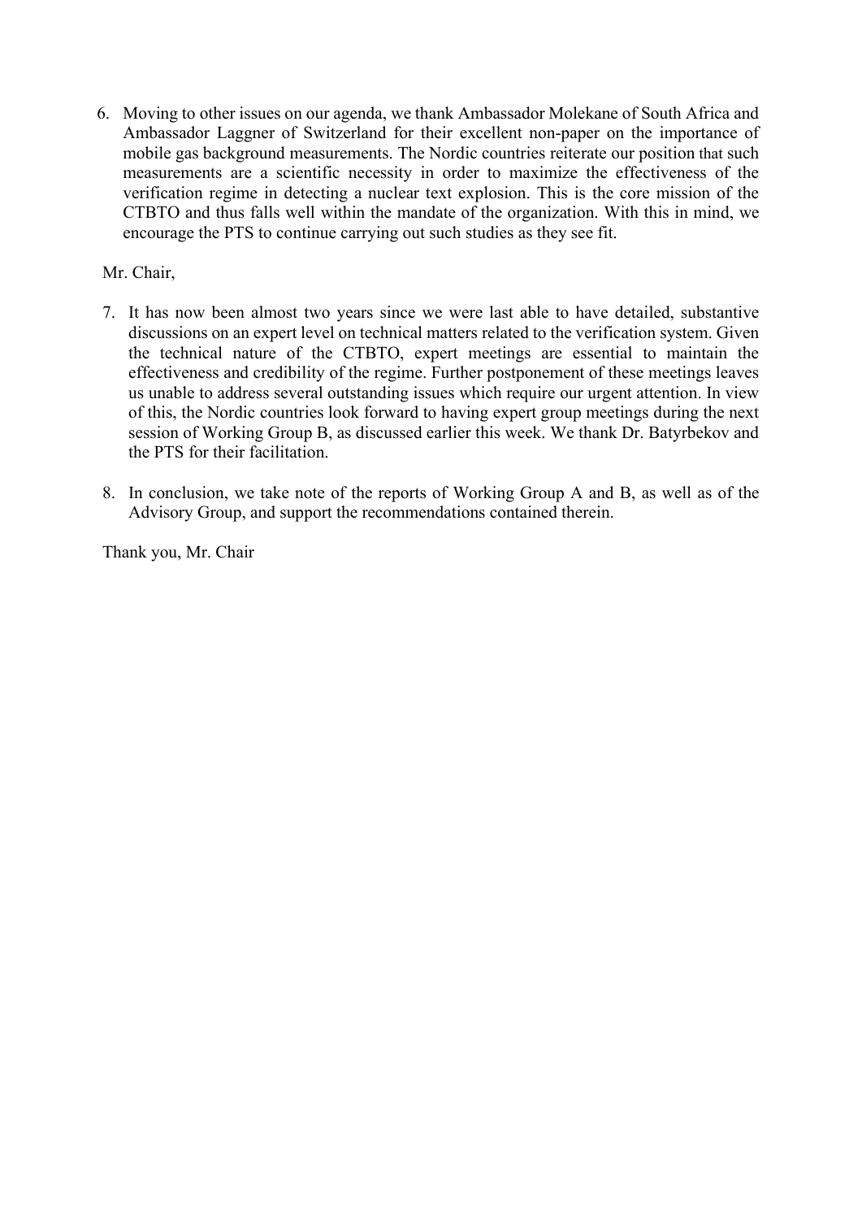6. Moving to other issues on our agenda, we thank Ambassador Molekane of South Africa and Ambassador Laggner of Switzerland for their excellent non-paper on the importance of mobile gas background measurements. The Nordic countries reiterate our position that such measurements are a scientific necessity in order to maximize the effectiveness of the verification regime in detecting a nuclear text explosion. This is the core mission of the CTBTO and thus falls well within the mandate of the organization. With this in mind, we encourage the PTS to continue carrying out such studies as they see fit.

Mr. Chair,

7. It has now been almost two years since we were last able to have detailed, substantive discussions on an expert level on technical matters related to the verification system. Given the technical nature of the CTBTO, expert meetings are essential to maintain the effectiveness and credibility of the regime. Further postponement of these meetings leaves us unable to address several outstanding issues which require our urgent attention. In view of this, the Nordic countries look forward to having expert group meetings during the next session of Working Group B, as discussed earlier this week. We thank Dr. Batyrbekov and the PTS for their facilitation.

8. In conclusion, we take note of the reports of Working Group A and B, as well as of the Advisory Group, and support the recommendations contained therein.

Thank you, Mr. Chair